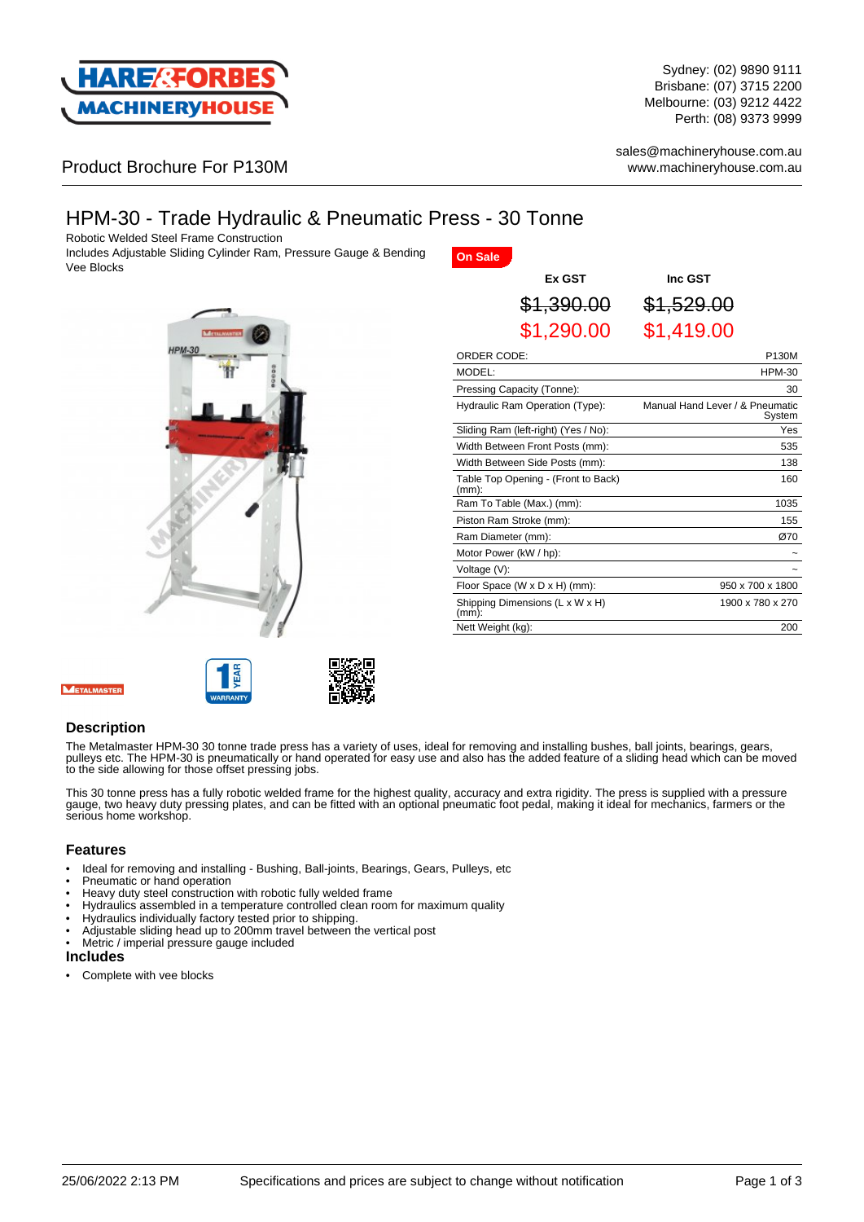Sydney: (02) 9890 9111
Brisbane: (07) 3715 2200
Melbourne: (03) 9212 4422
Perth: (08) 9373 9999

sales@machineryhouse.com.au
www.machineryhouse.com.au

Product Brochure For P130M

# HPM-30 - Trade Hydraulic & Pneumatic Press - 30 Tonne

Robotic Welded Steel Frame Construction
Includes Adjustable Sliding Cylinder Ram, Pressure Gauge & Bending Vee Blocks

On Sale

| Ex GST | Inc GST |
|---|---|
| ~~$1,390.00~~ | ~~$1,529.00~~ |
| $1,290.00 | $1,419.00 |

| | |
|---|---|
| ORDER CODE: | P130M |
| MODEL: | HPM-30 |
| Pressing Capacity (Tonne): | 30 |
| Hydraulic Ram Operation (Type): | Manual Hand Lever / & Pneumatic System |
| Sliding Ram (left-right) (Yes / No): | Yes |
| Width Between Front Posts (mm): | 535 |
| Width Between Side Posts (mm): | 138 |
| Table Top Opening - (Front to Back) (mm): | 160 |
| Ram To Table (Max.) (mm): | 1035 |
| Piston Ram Stroke (mm): | 155 |
| Ram Diameter (mm): | Ø70 |
| Motor Power (kW / hp): | ~ |
| Voltage (V): | ~ |
| Floor Space (W x D x H) (mm): | 950 x 700 x 1800 |
| Shipping Dimensions (L x W x H) (mm): | 1900 x 780 x 270 |
| Nett Weight (kg): | 200 |

## Description

The Metalmaster HPM-30 30 tonne trade press has a variety of uses, ideal for removing and installing bushes, ball joints, bearings, gears, pulleys etc. The HPM-30 is pneumatically or hand operated for easy use and also has the added feature of a sliding head which can be moved to the side allowing for those offset pressing jobs.

This 30 tonne press has a fully robotic welded frame for the highest quality, accuracy and extra rigidity. The press is supplied with a pressure gauge, two heavy duty pressing plates, and can be fitted with an optional pneumatic foot pedal, making it ideal for mechanics, farmers or the serious home workshop.

## Features

- Ideal for removing and installing - Bushing, Ball-joints, Bearings, Gears, Pulleys, etc
- Pneumatic or hand operation
- Heavy duty steel construction with robotic fully welded frame
- Hydraulics assembled in a temperature controlled clean room for maximum quality
- Hydraulics individually factory tested prior to shipping.
- Adjustable sliding head up to 200mm travel between the vertical post
- Metric / imperial pressure gauge included

## Includes

- Complete with vee blocks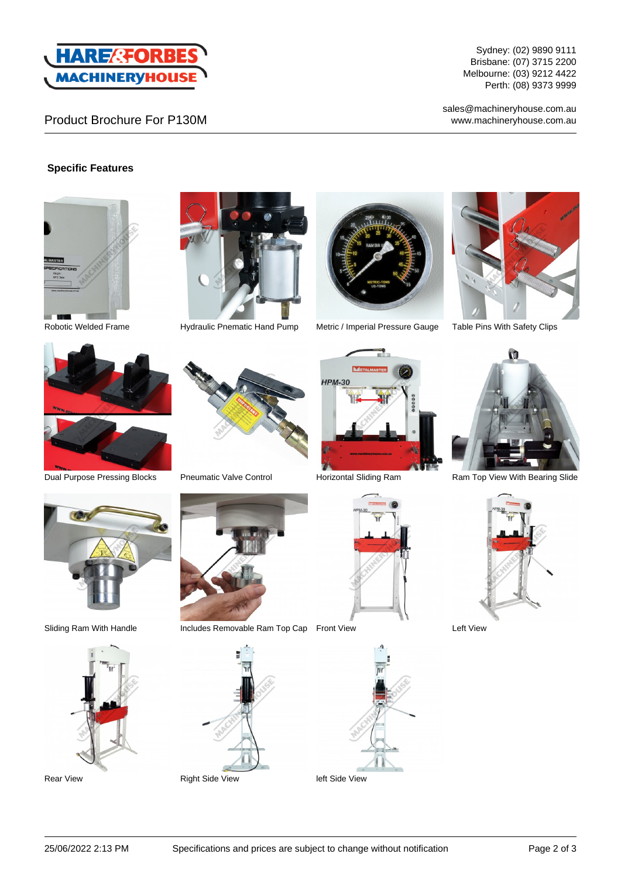Sydney: (02) 9890 9111
Brisbane: (07) 3715 2200
Melbourne: (03) 9212 4422
Perth: (08) 9373 9999

sales@machineryhouse.com.au
www.machineryhouse.com.au

Product Brochure For P130M

**Specific Features**

Robotic Welded Frame

Hydraulic Pnematic Hand Pump

Metric / Imperial Pressure Gauge

Table Pins With Safety Clips

Dual Purpose Pressing Blocks

Pneumatic Valve Control

Horizontal Sliding Ram

Ram Top View With Bearing Slide

Sliding Ram With Handle

Includes Removable Ram Top Cap

Front View

Left View

Rear View

Right Side View

left Side View

25/06/2022 2:13 PM Specifications and prices are subject to change without notification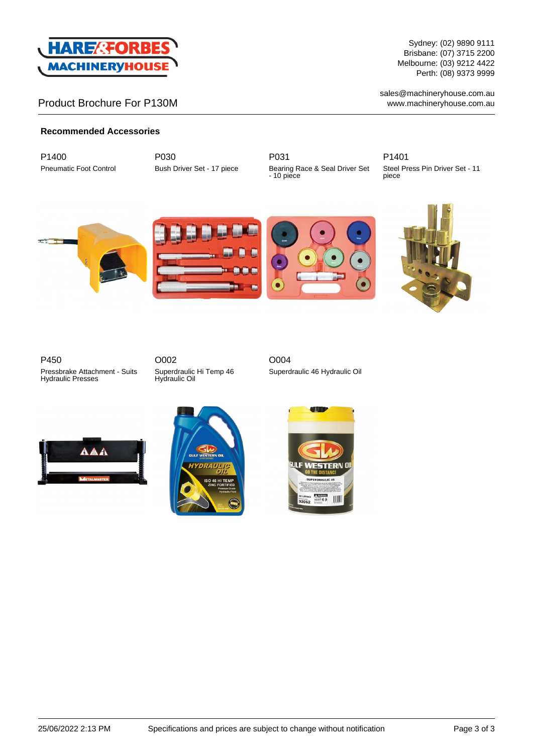Sydney: (02) 9890 9111
Brisbane: (07) 3715 2200
Melbourne: (03) 9212 4422
Perth: (08) 9373 9999

sales@machineryhouse.com.au
www.machineryhouse.com.au

Product Brochure For P130M

**Recommended Accessories**

P1400
Pneumatic Foot Control

P030
Bush Driver Set - 17 piece

P031
Bearing Race & Seal Driver Set - 10 piece

P1401
Steel Press Pin Driver Set - 11 piece

P450
Pressbrake Attachment - Suits Hydraulic Presses

O002
Superdraulic Hi Temp 46 Hydraulic Oil

O004
Superdraulic 46 Hydraulic Oil

25/06/2022 2:13 PM Specifications and prices are subject to change without notification